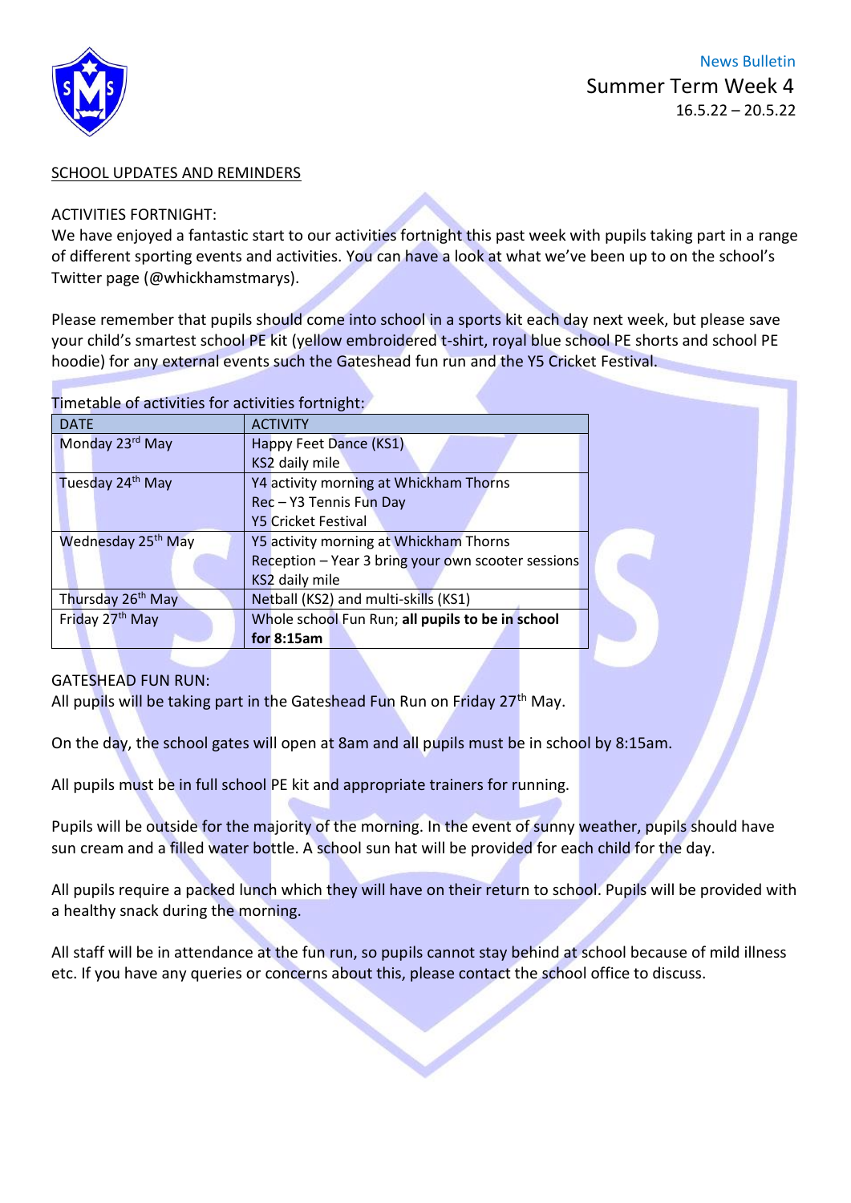News Bulletin

# Summer Term Week 4

16.5.22 – 20.5.22

## SCHOOL UPDATES AND REMINDERS

### ACTIVITIES FORTNIGHT:

We have enjoyed a fantastic start to our activities fortnight this past week with pupils taking part in a range of different sporting events and activities. You can have a look at what we've been up to on the school's Twitter page (@whickhamstmarys).

Please remember that pupils should come into school in a sports kit each day next week, but please save your child's smartest school PE kit (yellow embroidered t-shirt, royal blue school PE shorts and school PE hoodie) for any external events such the Gateshead fun run and the Y5 Cricket Festival.

Timetable of activities for activities fortnight:

| DATE | ACTIVITY |
|---|---|
| Monday 23rd May | Happy Feet Dance (KS1)<br>KS2 daily mile |
| Tuesday 24th May | Y4 activity morning at Whickham Thorns<br>Rec – Y3 Tennis Fun Day<br>Y5 Cricket Festival |
| Wednesday 25th May | Y5 activity morning at Whickham Thorns<br>Reception – Year 3 bring your own scooter sessions<br>KS2 daily mile |
| Thursday 26th May | Netball (KS2) and multi-skills (KS1) |
| Friday 27th May | Whole school Fun Run; **all pupils to be in school for 8:15am** |

### GATESHEAD FUN RUN:

All pupils will be taking part in the Gateshead Fun Run on Friday 27th May.

On the day, the school gates will open at 8am and all pupils must be in school by 8:15am.

All pupils must be in full school PE kit and appropriate trainers for running.

Pupils will be outside for the majority of the morning. In the event of sunny weather, pupils should have sun cream and a filled water bottle. A school sun hat will be provided for each child for the day.

All pupils require a packed lunch which they will have on their return to school. Pupils will be provided with a healthy snack during the morning.

All staff will be in attendance at the fun run, so pupils cannot stay behind at school because of mild illness etc. If you have any queries or concerns about this, please contact the school office to discuss.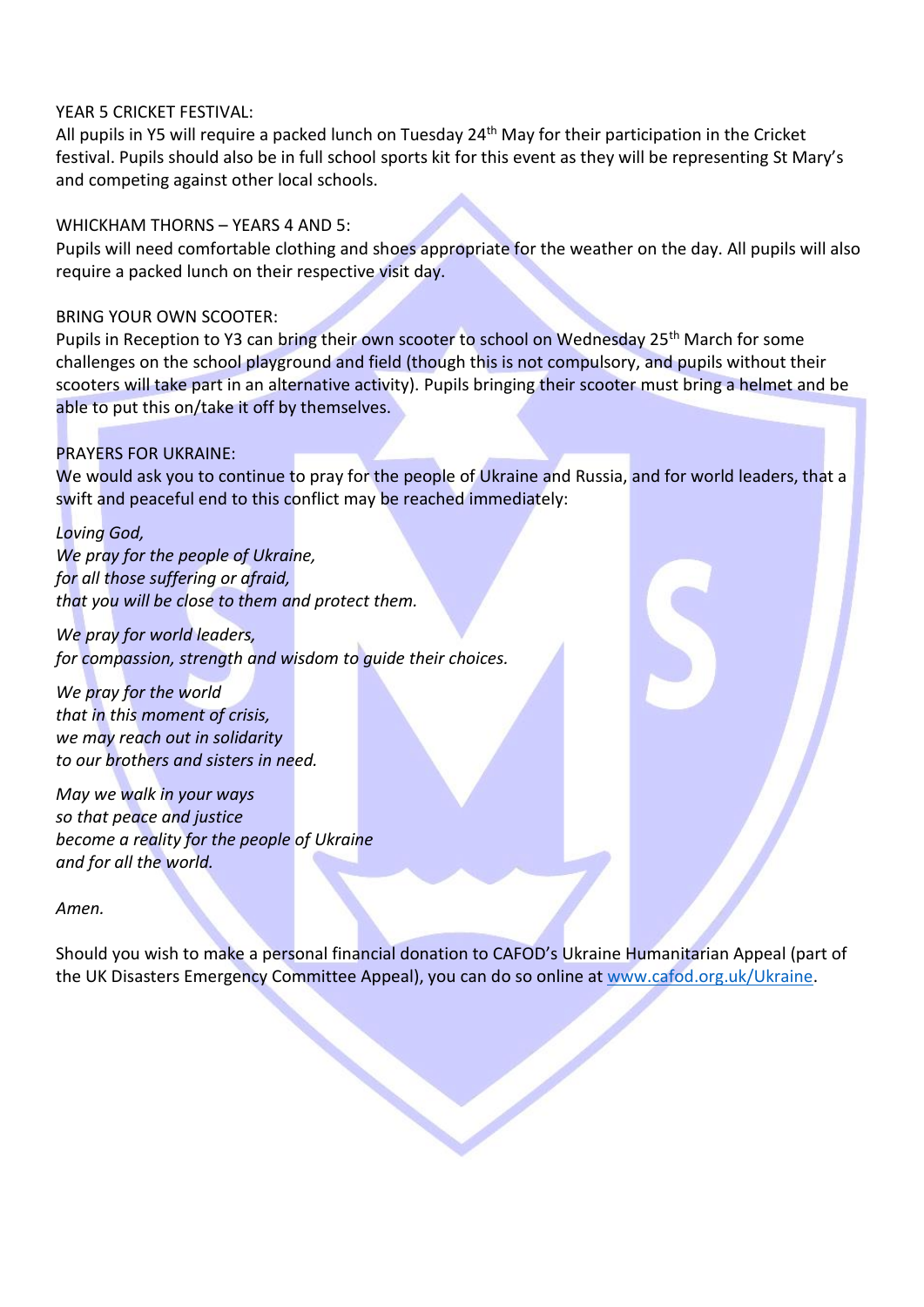YEAR 5 CRICKET FESTIVAL:
All pupils in Y5 will require a packed lunch on Tuesday 24th May for their participation in the Cricket festival. Pupils should also be in full school sports kit for this event as they will be representing St Mary's and competing against other local schools.

WHICKHAM THORNS – YEARS 4 AND 5:
Pupils will need comfortable clothing and shoes appropriate for the weather on the day. All pupils will also require a packed lunch on their respective visit day.

BRING YOUR OWN SCOOTER:
Pupils in Reception to Y3 can bring their own scooter to school on Wednesday 25th March for some challenges on the school playground and field (though this is not compulsory, and pupils without their scooters will take part in an alternative activity). Pupils bringing their scooter must bring a helmet and be able to put this on/take it off by themselves.

PRAYERS FOR UKRAINE:
We would ask you to continue to pray for the people of Ukraine and Russia, and for world leaders, that a swift and peaceful end to this conflict may be reached immediately:

*Loving God,*
*We pray for the people of Ukraine,*
*for all those suffering or afraid,*
*that you will be close to them and protect them.*

*We pray for world leaders,*
*for compassion, strength and wisdom to guide their choices.*

*We pray for the world*
*that in this moment of crisis,*
*we may reach out in solidarity*
*to our brothers and sisters in need.*

*May we walk in your ways*
*so that peace and justice*
*become a reality for the people of Ukraine*
*and for all the world.*

*Amen.*

Should you wish to make a personal financial donation to CAFOD's Ukraine Humanitarian Appeal (part of the UK Disasters Emergency Committee Appeal), you can do so online at [www.cafod.org.uk/Ukraine](http://www.cafod.org.uk/Ukraine).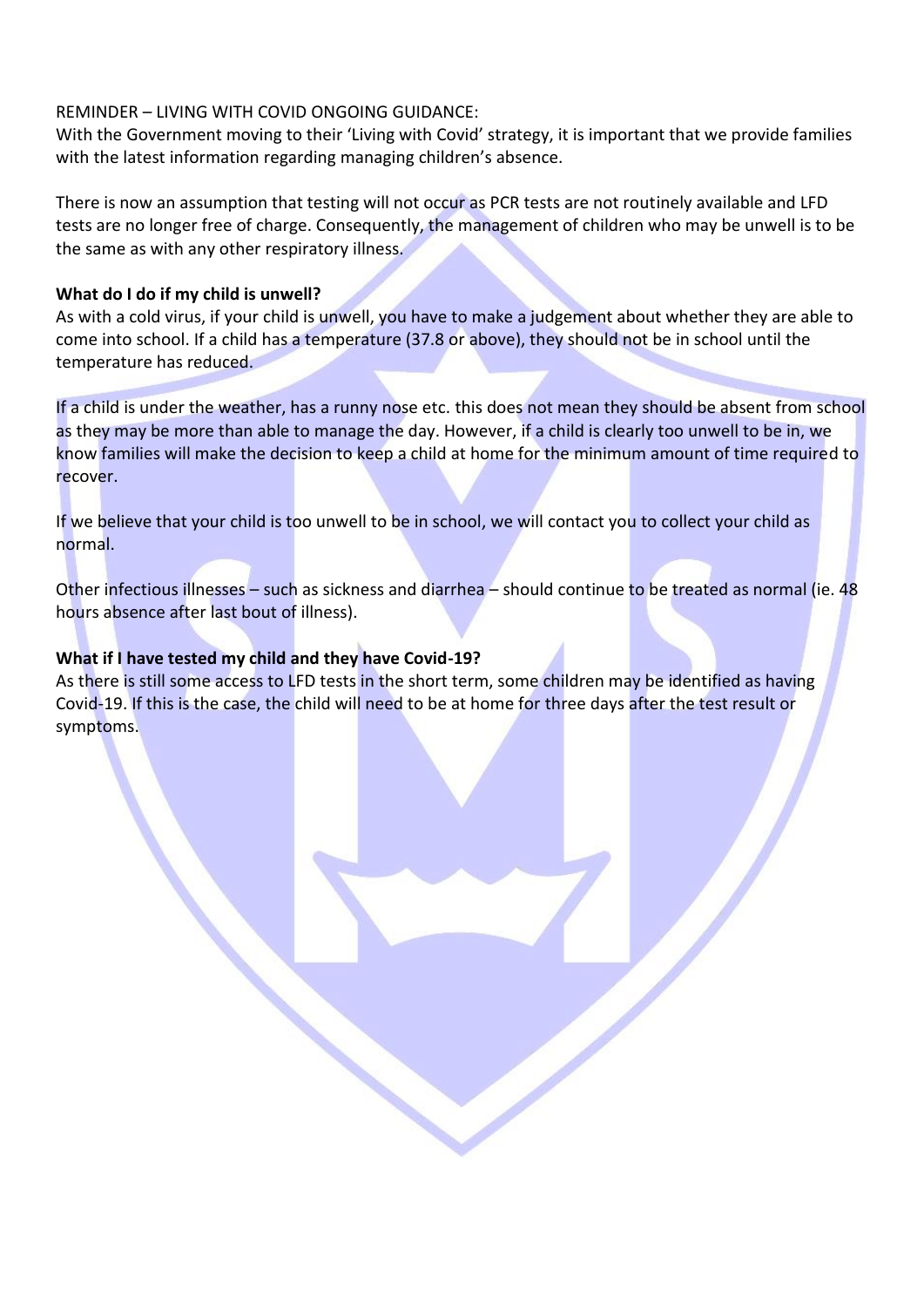REMINDER – LIVING WITH COVID ONGOING GUIDANCE:

With the Government moving to their 'Living with Covid' strategy, it is important that we provide families with the latest information regarding managing children's absence.

There is now an assumption that testing will not occur as PCR tests are not routinely available and LFD tests are no longer free of charge. Consequently, the management of children who may be unwell is to be the same as with any other respiratory illness.

**What do I do if my child is unwell?**

As with a cold virus, if your child is unwell, you have to make a judgement about whether they are able to come into school. If a child has a temperature (37.8 or above), they should not be in school until the temperature has reduced.

If a child is under the weather, has a runny nose etc. this does not mean they should be absent from school as they may be more than able to manage the day. However, if a child is clearly too unwell to be in, we know families will make the decision to keep a child at home for the minimum amount of time required to recover.

If we believe that your child is too unwell to be in school, we will contact you to collect your child as normal.

Other infectious illnesses – such as sickness and diarrhea – should continue to be treated as normal (ie. 48 hours absence after last bout of illness).

**What if I have tested my child and they have Covid-19?**

As there is still some access to LFD tests in the short term, some children may be identified as having Covid-19. If this is the case, the child will need to be at home for three days after the test result or symptoms.